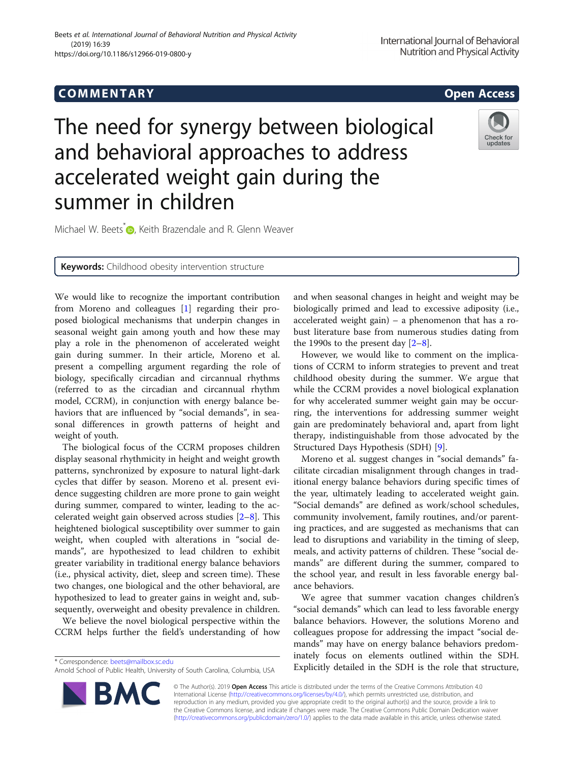COMMENTARY

# The need for synergy between biological and behavioral approaches to address accelerated weight gain during the summer in children

Michael W. Beets*, Keith Brazendale and R. Glenn Weaver

**Keywords:** Childhood obesity intervention structure

We would like to recognize the important contribution from Moreno and colleagues [1] regarding their proposed biological mechanisms that underpin changes in seasonal weight gain among youth and how these may play a role in the phenomenon of accelerated weight gain during summer. In their article, Moreno et al. present a compelling argument regarding the role of biology, specifically circadian and circannual rhythms (referred to as the circadian and circannual rhythm model, CCRM), in conjunction with energy balance behaviors that are influenced by "social demands", in seasonal differences in growth patterns of height and weight of youth.

The biological focus of the CCRM proposes children display seasonal rhythmicity in height and weight growth patterns, synchronized by exposure to natural light-dark cycles that differ by season. Moreno et al. present evidence suggesting children are more prone to gain weight during summer, compared to winter, leading to the accelerated weight gain observed across studies [2–8]. This heightened biological susceptibility over summer to gain weight, when coupled with alterations in "social demands", are hypothesized to lead children to exhibit greater variability in traditional energy balance behaviors (i.e., physical activity, diet, sleep and screen time). These two changes, one biological and the other behavioral, are hypothesized to lead to greater gains in weight and, subsequently, overweight and obesity prevalence in children.

We believe the novel biological perspective within the CCRM helps further the field's understanding of how and when seasonal changes in height and weight may be biologically primed and lead to excessive adiposity (i.e., accelerated weight gain) – a phenomenon that has a robust literature base from numerous studies dating from the 1990s to the present day [2–8].

However, we would like to comment on the implications of CCRM to inform strategies to prevent and treat childhood obesity during the summer. We argue that while the CCRM provides a novel biological explanation for why accelerated summer weight gain may be occurring, the interventions for addressing summer weight gain are predominately behavioral and, apart from light therapy, indistinguishable from those advocated by the Structured Days Hypothesis (SDH) [9].

Moreno et al. suggest changes in "social demands" facilitate circadian misalignment through changes in traditional energy balance behaviors during specific times of the year, ultimately leading to accelerated weight gain. "Social demands" are defined as work/school schedules, community involvement, family routines, and/or parenting practices, and are suggested as mechanisms that can lead to disruptions and variability in the timing of sleep, meals, and activity patterns of children. These "social demands" are different during the summer, compared to the school year, and result in less favorable energy balance behaviors.

We agree that summer vacation changes children's "social demands" which can lead to less favorable energy balance behaviors. However, the solutions Moreno and colleagues propose for addressing the impact "social demands" may have on energy balance behaviors predominately focus on elements outlined within the SDH. Explicitly detailed in the SDH is the role that structure,

* Correspondence: beets@mailbox.sc.edu
Arnold School of Public Health, University of South Carolina, Columbia, USA

© The Author(s). 2019 **Open Access** This article is distributed under the terms of the Creative Commons Attribution 4.0 International License (http://creativecommons.org/licenses/by/4.0/), which permits unrestricted use, distribution, and reproduction in any medium, provided you give appropriate credit to the original author(s) and the source, provide a link to the Creative Commons license, and indicate if changes were made. The Creative Commons Public Domain Dedication waiver (http://creativecommons.org/publicdomain/zero/1.0/) applies to the data made available in this article, unless otherwise stated.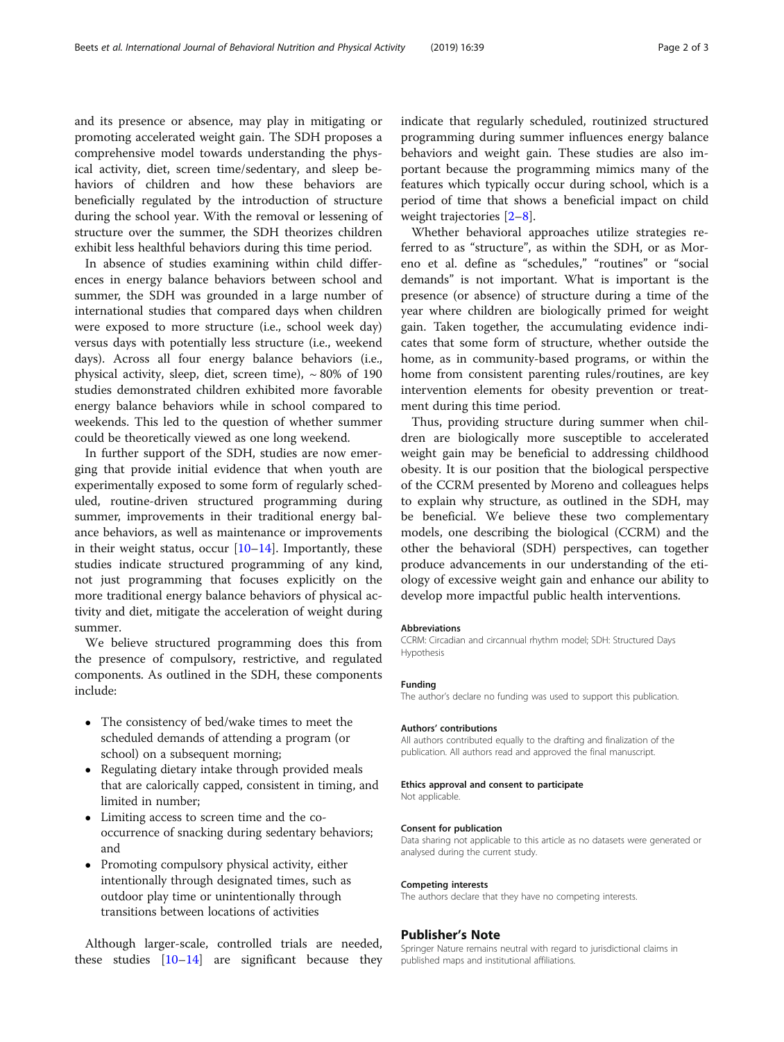and its presence or absence, may play in mitigating or promoting accelerated weight gain. The SDH proposes a comprehensive model towards understanding the physical activity, diet, screen time/sedentary, and sleep behaviors of children and how these behaviors are beneficially regulated by the introduction of structure during the school year. With the removal or lessening of structure over the summer, the SDH theorizes children exhibit less healthful behaviors during this time period.

In absence of studies examining within child differences in energy balance behaviors between school and summer, the SDH was grounded in a large number of international studies that compared days when children were exposed to more structure (i.e., school week day) versus days with potentially less structure (i.e., weekend days). Across all four energy balance behaviors (i.e., physical activity, sleep, diet, screen time), ~ 80% of 190 studies demonstrated children exhibited more favorable energy balance behaviors while in school compared to weekends. This led to the question of whether summer could be theoretically viewed as one long weekend.

In further support of the SDH, studies are now emerging that provide initial evidence that when youth are experimentally exposed to some form of regularly scheduled, routine-driven structured programming during summer, improvements in their traditional energy balance behaviors, as well as maintenance or improvements in their weight status, occur [10–14]. Importantly, these studies indicate structured programming of any kind, not just programming that focuses explicitly on the more traditional energy balance behaviors of physical activity and diet, mitigate the acceleration of weight during summer.

We believe structured programming does this from the presence of compulsory, restrictive, and regulated components. As outlined in the SDH, these components include:

- The consistency of bed/wake times to meet the scheduled demands of attending a program (or school) on a subsequent morning;
- Regulating dietary intake through provided meals that are calorically capped, consistent in timing, and limited in number;
- Limiting access to screen time and the co-occurrence of snacking during sedentary behaviors; and
- Promoting compulsory physical activity, either intentionally through designated times, such as outdoor play time or unintentionally through transitions between locations of activities

Although larger-scale, controlled trials are needed, these studies [10–14] are significant because they indicate that regularly scheduled, routinized structured programming during summer influences energy balance behaviors and weight gain. These studies are also important because the programming mimics many of the features which typically occur during school, which is a period of time that shows a beneficial impact on child weight trajectories [2–8].

Whether behavioral approaches utilize strategies referred to as "structure", as within the SDH, or as Moreno et al. define as "schedules," "routines" or "social demands" is not important. What is important is the presence (or absence) of structure during a time of the year where children are biologically primed for weight gain. Taken together, the accumulating evidence indicates that some form of structure, whether outside the home, as in community-based programs, or within the home from consistent parenting rules/routines, are key intervention elements for obesity prevention or treatment during this time period.

Thus, providing structure during summer when children are biologically more susceptible to accelerated weight gain may be beneficial to addressing childhood obesity. It is our position that the biological perspective of the CCRM presented by Moreno and colleagues helps to explain why structure, as outlined in the SDH, may be beneficial. We believe these two complementary models, one describing the biological (CCRM) and the other the behavioral (SDH) perspectives, can together produce advancements in our understanding of the etiology of excessive weight gain and enhance our ability to develop more impactful public health interventions.

#### Abbreviations

CCRM: Circadian and circannual rhythm model; SDH: Structured Days Hypothesis

#### Funding

The author's declare no funding was used to support this publication.

#### Authors' contributions

All authors contributed equally to the drafting and finalization of the publication. All authors read and approved the final manuscript.

#### Ethics approval and consent to participate

Not applicable.

#### Consent for publication

Data sharing not applicable to this article as no datasets were generated or analysed during the current study.

#### Competing interests

The authors declare that they have no competing interests.

## Publisher's Note

Springer Nature remains neutral with regard to jurisdictional claims in published maps and institutional affiliations.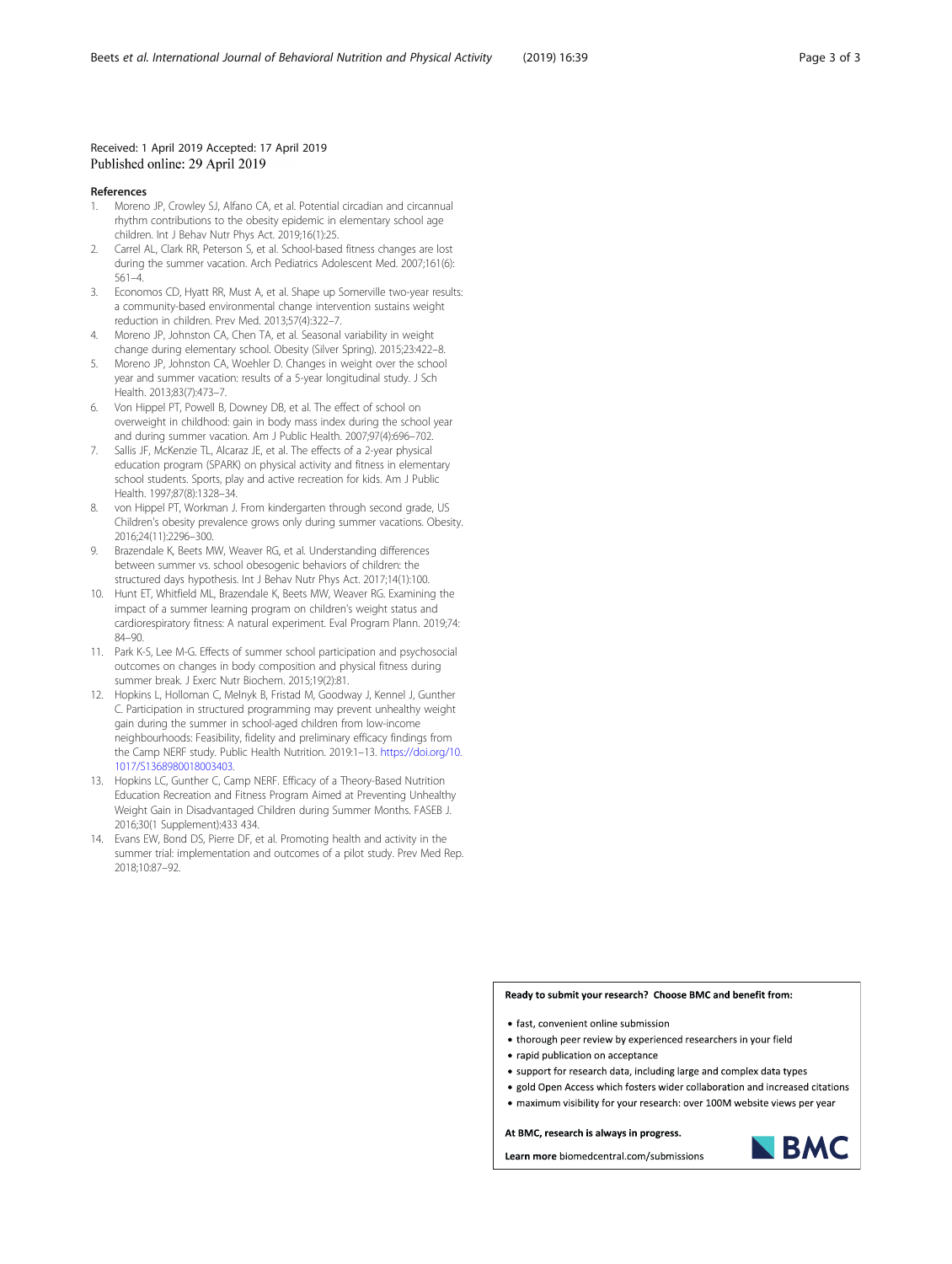Received: 1 April 2019 Accepted: 17 April 2019
Published online: 29 April 2019

## References

1. Moreno JP, Crowley SJ, Alfano CA, et al. Potential circadian and circannual rhythm contributions to the obesity epidemic in elementary school age children. Int J Behav Nutr Phys Act. 2019;16(1):25.
2. Carrel AL, Clark RR, Peterson S, et al. School-based fitness changes are lost during the summer vacation. Arch Pediatrics Adolescent Med. 2007;161(6): 561–4.
3. Economos CD, Hyatt RR, Must A, et al. Shape up Somerville two-year results: a community-based environmental change intervention sustains weight reduction in children. Prev Med. 2013;57(4):322–7.
4. Moreno JP, Johnston CA, Chen TA, et al. Seasonal variability in weight change during elementary school. Obesity (Silver Spring). 2015;23:422–8.
5. Moreno JP, Johnston CA, Woehler D. Changes in weight over the school year and summer vacation: results of a 5-year longitudinal study. J Sch Health. 2013;83(7):473–7.
6. Von Hippel PT, Powell B, Downey DB, et al. The effect of school on overweight in childhood: gain in body mass index during the school year and during summer vacation. Am J Public Health. 2007;97(4):696–702.
7. Sallis JF, McKenzie TL, Alcaraz JE, et al. The effects of a 2-year physical education program (SPARK) on physical activity and fitness in elementary school students. Sports, play and active recreation for kids. Am J Public Health. 1997;87(8):1328–34.
8. von Hippel PT, Workman J. From kindergarten through second grade, US Children's obesity prevalence grows only during summer vacations. Obesity. 2016;24(11):2296–300.
9. Brazendale K, Beets MW, Weaver RG, et al. Understanding differences between summer vs. school obesogenic behaviors of children: the structured days hypothesis. Int J Behav Nutr Phys Act. 2017;14(1):100.
10. Hunt ET, Whitfield ML, Brazendale K, Beets MW, Weaver RG. Examining the impact of a summer learning program on children's weight status and cardiorespiratory fitness: A natural experiment. Eval Program Plann. 2019;74: 84–90.
11. Park K-S, Lee M-G. Effects of summer school participation and psychosocial outcomes on changes in body composition and physical fitness during summer break. J Exerc Nutr Biochem. 2015;19(2):81.
12. Hopkins L, Holloman C, Melnyk B, Fristad M, Goodway J, Kennel J, Gunther C. Participation in structured programming may prevent unhealthy weight gain during the summer in school-aged children from low-income neighbourhoods: Feasibility, fidelity and preliminary efficacy findings from the Camp NERF study. Public Health Nutrition. 2019:1–13. https://doi.org/10.1017/S1368980018003403.
13. Hopkins LC, Gunther C, Camp NERF. Efficacy of a Theory-Based Nutrition Education Recreation and Fitness Program Aimed at Preventing Unhealthy Weight Gain in Disadvantaged Children during Summer Months. FASEB J. 2016;30(1 Supplement):433 434.
14. Evans EW, Bond DS, Pierre DF, et al. Promoting health and activity in the summer trial: implementation and outcomes of a pilot study. Prev Med Rep. 2018;10:87–92.

**Ready to submit your research? Choose BMC and benefit from:**

- fast, convenient online submission
- thorough peer review by experienced researchers in your field
- rapid publication on acceptance
- support for research data, including large and complex data types
- gold Open Access which fosters wider collaboration and increased citations
- maximum visibility for your research: over 100M website views per year

**At BMC, research is always in progress.**

**Learn more** biomedcentral.com/submissions

BMC